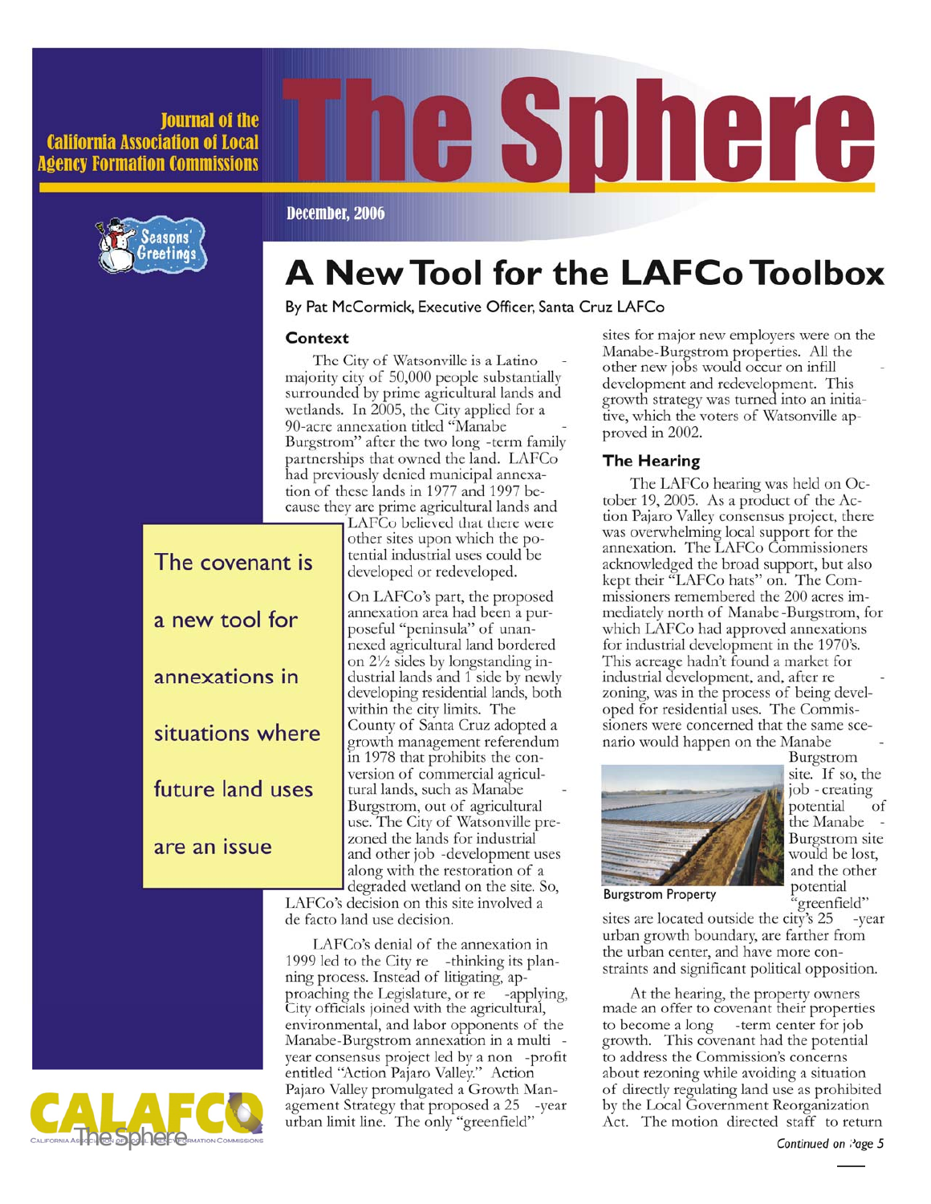Journal of the California Association of Local Agency Formation Commissions

# The Sphere

December, 2006

Seasons Greetings

## A New Tool for the LAFCo Toolbox

By Pat McCormick, Executive Officer, Santa Cruz LAFCo

### Context

The City of Watsonville is a Latino-majority city of 50,000 people substantially surrounded by prime agricultural lands and wetlands. In 2005, the City applied for a 90-acre annexation titled "Manabe-Burgstrom" after the two long-term family partnerships that owned the land. LAFCo had previously denied municipal annexation of these lands in 1977 and 1997 because they are prime agricultural lands and LAFCo believed that there were other sites upon which the potential industrial uses could be developed or redeveloped.

> The covenant is a new tool for annexations in situations where future land uses are an issue

On LAFCo's part, the proposed annexation area had been a purposeful "peninsula" of unannexed agricultural land bordered on 2½ sides by longstanding industrial lands and 1 side by newly developing residential lands, both within the city limits. The County of Santa Cruz adopted a growth management referendum in 1978 that prohibits the conversion of commercial agricultural lands, such as Manabe-Burgstrom, out of agricultural use. The City of Watsonville prezoned the lands for industrial and other job-development uses along with the restoration of a degraded wetland on the site. So, LAFCo's decision on this site involved a de facto land use decision.

LAFCo's denial of the annexation in 1999 led to the City re-thinking its planning process. Instead of litigating, approaching the Legislature, or re-applying, City officials joined with the agricultural, environmental, and labor opponents of the Manabe-Burgstrom annexation in a multi-year consensus project led by a non-profit entitled "Action Pajaro Valley." Action Pajaro Valley promulgated a Growth Management Strategy that proposed a 25-year urban limit line. The only "greenfield" sites for major new employers were on the Manabe-Burgstrom properties. All the other new jobs would occur on infill development and redevelopment. This growth strategy was turned into an initiative, which the voters of Watsonville approved in 2002.

### The Hearing

The LAFCo hearing was held on October 19, 2005. As a product of the Action Pajaro Valley consensus project, there was overwhelming local support for the annexation. The LAFCo Commissioners acknowledged the broad support, but also kept their "LAFCo hats" on. The Commissioners remembered the 200 acres immediately north of Manabe-Burgstrom, for which LAFCo had approved annexations for industrial development in the 1970's. This acreage hadn't found a market for industrial development, and, after re-zoning, was in the process of being developed for residential uses. The Commissioners were concerned that the same scenario would happen on the Manabe-Burgstrom site. If so, the job-creating potential of the Manabe-Burgstrom site would be lost, and the other potential "greenfield" sites are located outside the city's 25-year urban growth boundary, are farther from the urban center, and have more constraints and significant political opposition.

Burgstrom Property

At the hearing, the property owners made an offer to covenant their properties to become a long-term center for job growth. This covenant had the potential to address the Commission's concerns about rezoning while avoiding a situation of directly regulating land use as prohibited by the Local Government Reorganization Act. The motion directed staff to return

*Continued on Page 5*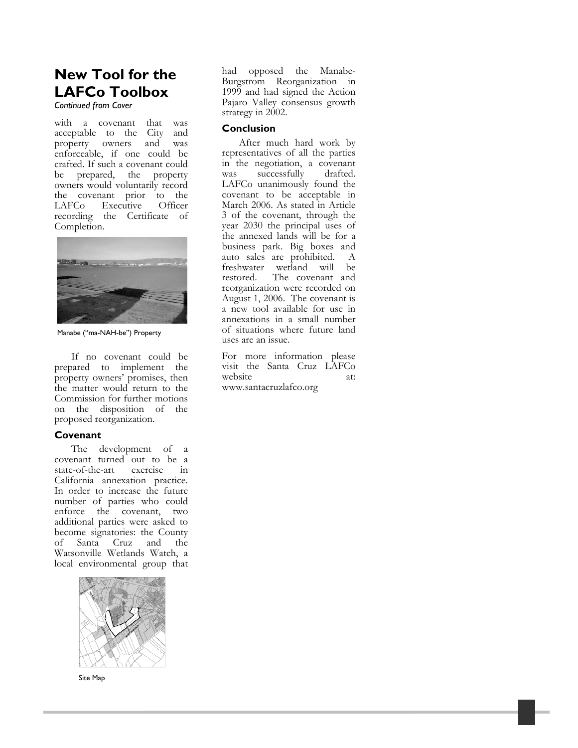# New Tool for the LAFCo Toolbox

*Continued from Cover*

with a covenant that was acceptable to the City and property owners and was enforceable, if one could be crafted. If such a covenant could be prepared, the property owners would voluntarily record the covenant prior to the LAFCo Executive Officer recording the Certificate of Completion.

Manabe ("ma-NAH-be") Property

If no covenant could be prepared to implement the property owners' promises, then the matter would return to the Commission for further motions on the disposition of the proposed reorganization.

## Covenant

The development of a covenant turned out to be a state-of-the-art exercise in California annexation practice. In order to increase the future number of parties who could enforce the covenant, two additional parties were asked to become signatories: the County of Santa Cruz and the Watsonville Wetlands Watch, a local environmental group that had opposed the Manabe-Burgstrom Reorganization in 1999 and had signed the Action Pajaro Valley consensus growth strategy in 2002.

Site Map

## Conclusion

After much hard work by representatives of all the parties in the negotiation, a covenant was successfully drafted. LAFCo unanimously found the covenant to be acceptable in March 2006. As stated in Article 3 of the covenant, through the year 2030 the principal uses of the annexed lands will be for a business park. Big boxes and auto sales are prohibited. A freshwater wetland will be restored. The covenant and reorganization were recorded on August 1, 2006. The covenant is a new tool available for use in annexations in a small number of situations where future land uses are an issue.

For more information please visit the Santa Cruz LAFCo website at: www.santacruzlafco.org